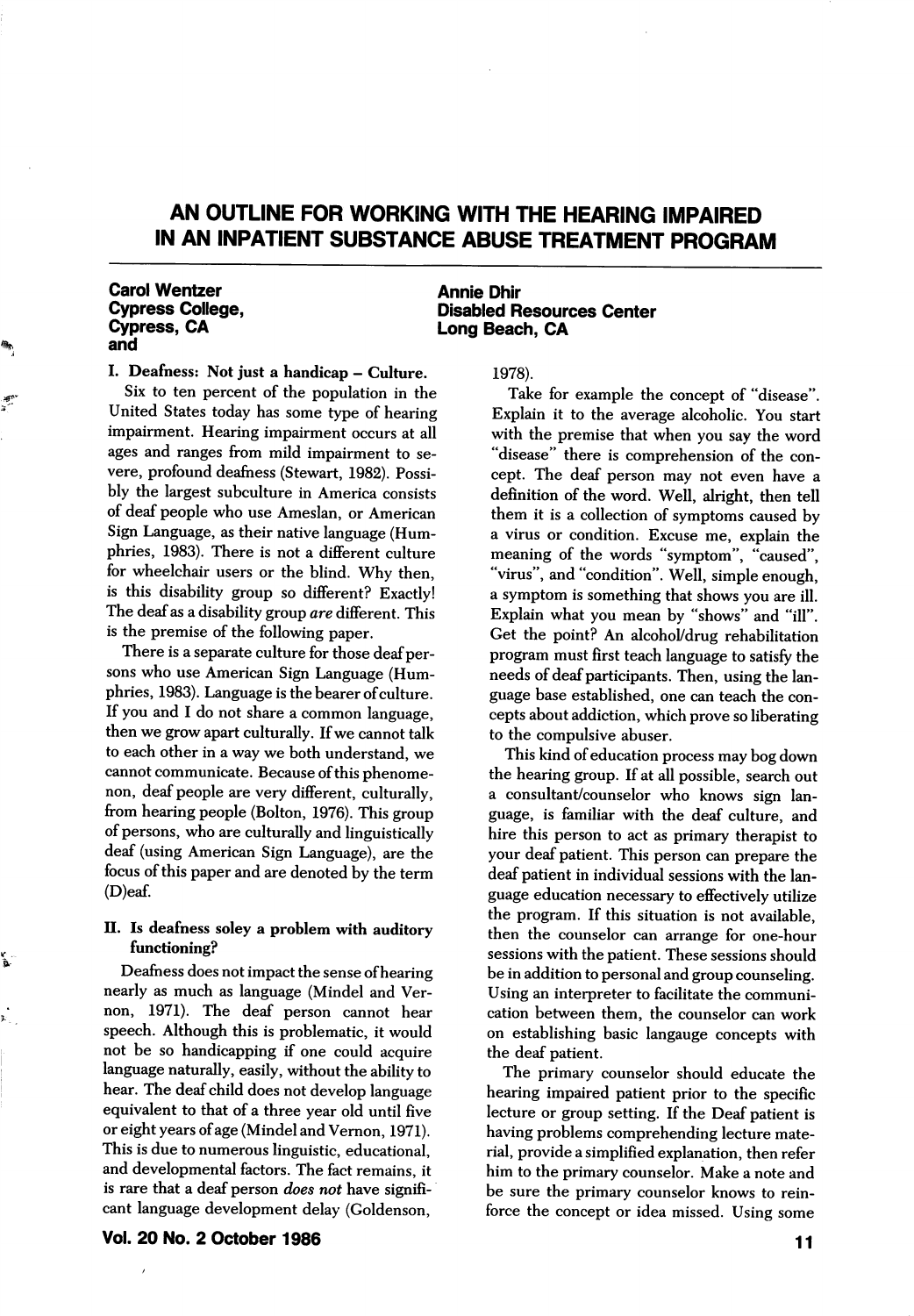# AN OUTLINE FOR WORKING WITH THE HEARING IMPAIRED IN AN INPATIENT SUBSTANCE ABUSE TREATMENT PROGRAM

**Carol Wentzer**
**Cypress College,**
**Cypress, CA**
**and**

**Annie Dhir**
**Disabled Resources Center**
**Long Beach, CA**

## I. Deafness: Not just a handicap – Culture.

Six to ten percent of the population in the United States today has some type of hearing impairment. Hearing impairment occurs at all ages and ranges from mild impairment to severe, profound deafness (Stewart, 1982). Possibly the largest subculture in America consists of deaf people who use Ameslan, or American Sign Language, as their native language (Humphries, 1983). There is not a different culture for wheelchair users or the blind. Why then, is this disability group so different? Exactly! The deaf as a disability group *are* different. This is the premise of the following paper.

There is a separate culture for those deaf persons who use American Sign Language (Humphries, 1983). Language is the bearer of culture. If you and I do not share a common language, then we grow apart culturally. If we cannot talk to each other in a way we both understand, we cannot communicate. Because of this phenomenon, deaf people are very different, culturally, from hearing people (Bolton, 1976). This group of persons, who are culturally and linguistically deaf (using American Sign Language), are the focus of this paper and are denoted by the term (D)eaf.

## II. Is deafness soley a problem with auditory functioning?

Deafness does not impact the sense of hearing nearly as much as language (Mindel and Vernon, 1971). The deaf person cannot hear speech. Although this is problematic, it would not be so handicapping if one could acquire language naturally, easily, without the ability to hear. The deaf child does not develop language equivalent to that of a three year old until five or eight years of age (Mindel and Vernon, 1971). This is due to numerous linguistic, educational, and developmental factors. The fact remains, it is rare that a deaf person *does not* have significant language development delay (Goldenson, 1978).

Take for example the concept of "disease". Explain it to the average alcoholic. You start with the premise that when you say the word "disease" there is comprehension of the concept. The deaf person may not even have a definition of the word. Well, alright, then tell them it is a collection of symptoms caused by a virus or condition. Excuse me, explain the meaning of the words "symptom", "caused", "virus", and "condition". Well, simple enough, a symptom is something that shows you are ill. Explain what you mean by "shows" and "ill". Get the point? An alcohol/drug rehabilitation program must first teach language to satisfy the needs of deaf participants. Then, using the language base established, one can teach the concepts about addiction, which prove so liberating to the compulsive abuser.

This kind of education process may bog down the hearing group. If at all possible, search out a consultant/counselor who knows sign language, is familiar with the deaf culture, and hire this person to act as primary therapist to your deaf patient. This person can prepare the deaf patient in individual sessions with the language education necessary to effectively utilize the program. If this situation is not available, then the counselor can arrange for one-hour sessions with the patient. These sessions should be in addition to personal and group counseling. Using an interpreter to facilitate the communication between them, the counselor can work on establishing basic langauge concepts with the deaf patient.

The primary counselor should educate the hearing impaired patient prior to the specific lecture or group setting. If the Deaf patient is having problems comprehending lecture material, provide a simplified explanation, then refer him to the primary counselor. Make a note and be sure the primary counselor knows to reinforce the concept or idea missed. Using some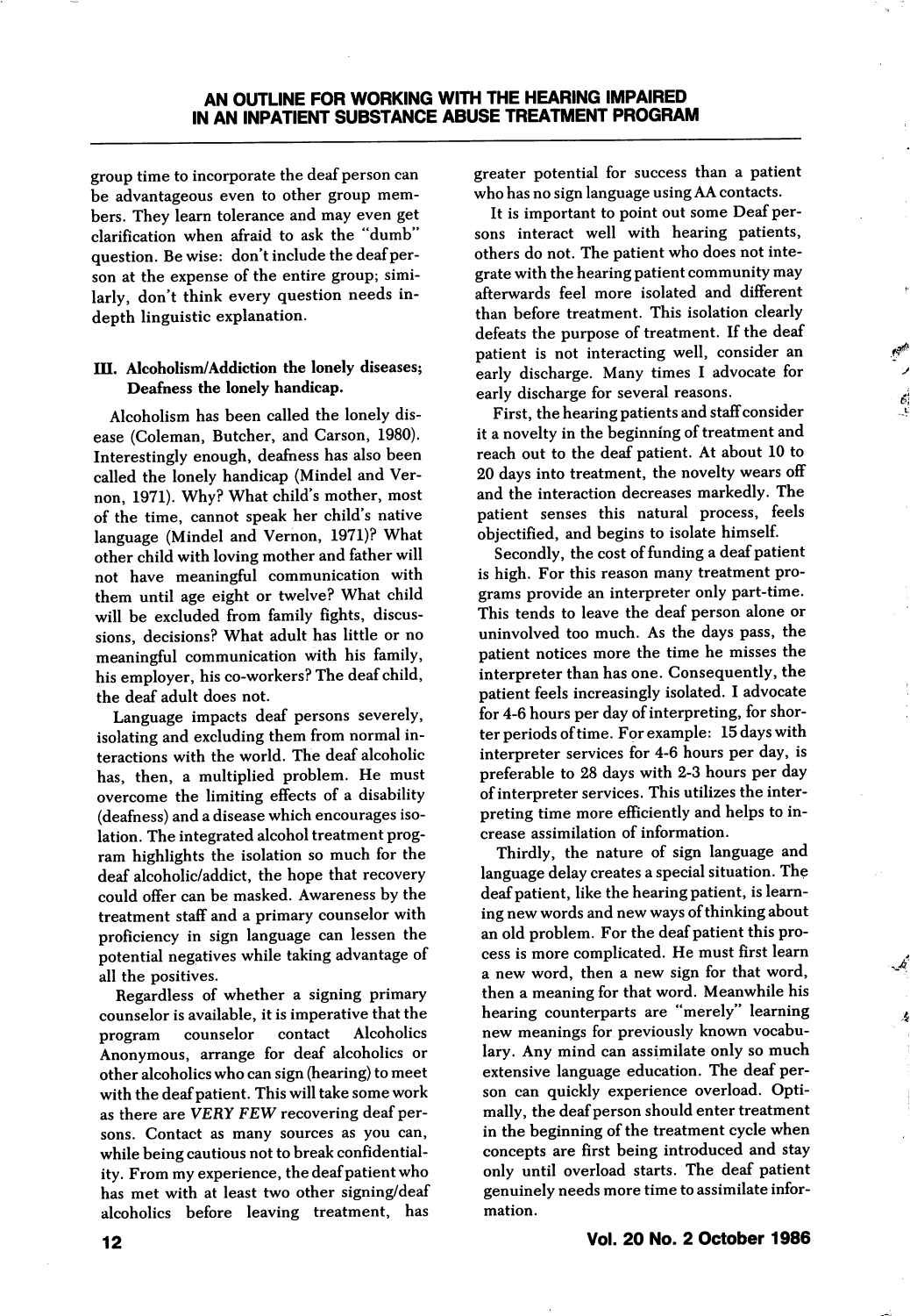group time to incorporate the deaf person can be advantageous even to other group members. They learn tolerance and may even get clarification when afraid to ask the "dumb" question. Be wise: don't include the deaf person at the expense of the entire group; similarly, don't think every question needs in-depth linguistic explanation.

### III. Alcoholism/Addiction the lonely diseases; Deafness the lonely handicap.

Alcoholism has been called the lonely disease (Coleman, Butcher, and Carson, 1980). Interestingly enough, deafness has also been called the lonely handicap (Mindel and Vernon, 1971). Why? What child's mother, most of the time, cannot speak her child's native language (Mindel and Vernon, 1971)? What other child with loving mother and father will not have meaningful communication with them until age eight or twelve? What child will be excluded from family fights, discussions, decisions? What adult has little or no meaningful communication with his family, his employer, his co-workers? The deaf child, the deaf adult does not.

Language impacts deaf persons severely, isolating and excluding them from normal interactions with the world. The deaf alcoholic has, then, a multiplied problem. He must overcome the limiting effects of a disability (deafness) and a disease which encourages isolation. The integrated alcohol treatment program highlights the isolation so much for the deaf alcoholic/addict, the hope that recovery could offer can be masked. Awareness by the treatment staff and a primary counselor with proficiency in sign language can lessen the potential negatives while taking advantage of all the positives.

Regardless of whether a signing primary counselor is available, it is imperative that the program counselor contact Alcoholics Anonymous, arrange for deaf alcoholics or other alcoholics who can sign (hearing) to meet with the deaf patient. This will take some work as there are *VERY FEW* recovering deaf persons. Contact as many sources as you can, while being cautious not to break confidentiality. From my experience, the deaf patient who has met with at least two other signing/deaf alcoholics before leaving treatment, has greater potential for success than a patient who has no sign language using AA contacts.

It is important to point out some Deaf persons interact well with hearing patients, others do not. The patient who does not integrate with the hearing patient community may afterwards feel more isolated and different than before treatment. This isolation clearly defeats the purpose of treatment. If the deaf patient is not interacting well, consider an early discharge. Many times I advocate for early discharge for several reasons.

First, the hearing patients and staff consider it a novelty in the beginning of treatment and reach out to the deaf patient. At about 10 to 20 days into treatment, the novelty wears off and the interaction decreases markedly. The patient senses this natural process, feels objectified, and begins to isolate himself.

Secondly, the cost of funding a deaf patient is high. For this reason many treatment programs provide an interpreter only part-time. This tends to leave the deaf person alone or uninvolved too much. As the days pass, the patient notices more the time he misses the interpreter than has one. Consequently, the patient feels increasingly isolated. I advocate for 4-6 hours per day of interpreting, for shorter periods of time. For example: 15 days with interpreter services for 4-6 hours per day, is preferable to 28 days with 2-3 hours per day of interpreter services. This utilizes the interpreting time more efficiently and helps to increase assimilation of information.

Thirdly, the nature of sign language and language delay creates a special situation. The deaf patient, like the hearing patient, is learning new words and new ways of thinking about an old problem. For the deaf patient this process is more complicated. He must first learn a new word, then a new sign for that word, then a meaning for that word. Meanwhile his hearing counterparts are "merely" learning new meanings for previously known vocabulary. Any mind can assimilate only so much extensive language education. The deaf person can quickly experience overload. Optimally, the deaf person should enter treatment in the beginning of the treatment cycle when concepts are first being introduced and stay only until overload starts. The deaf patient genuinely needs more time to assimilate information.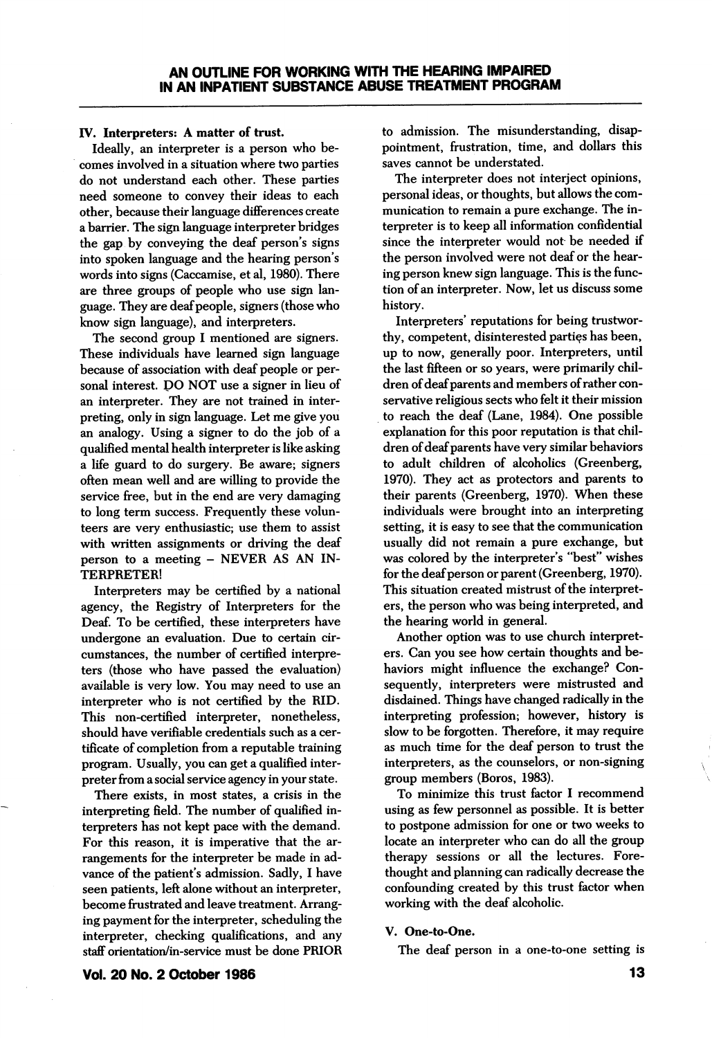## IV. Interpreters: A matter of trust.

Ideally, an interpreter is a person who becomes involved in a situation where two parties do not understand each other. These parties need someone to convey their ideas to each other, because their language differences create a barrier. The sign language interpreter bridges the gap by conveying the deaf person's signs into spoken language and the hearing person's words into signs (Caccamise, et al, 1980). There are three groups of people who use sign language. They are deaf people, signers (those who know sign language), and interpreters.

The second group I mentioned are signers. These individuals have learned sign language because of association with deaf people or personal interest. DO NOT use a signer in lieu of an interpreter. They are not trained in interpreting, only in sign language. Let me give you an analogy. Using a signer to do the job of a qualified mental health interpreter is like asking a life guard to do surgery. Be aware; signers often mean well and are willing to provide the service free, but in the end are very damaging to long term success. Frequently these volunteers are very enthusiastic; use them to assist with written assignments or driving the deaf person to a meeting – NEVER AS AN INTERPRETER!

Interpreters may be certified by a national agency, the Registry of Interpreters for the Deaf. To be certified, these interpreters have undergone an evaluation. Due to certain circumstances, the number of certified interpreters (those who have passed the evaluation) available is very low. You may need to use an interpreter who is not certified by the RID. This non-certified interpreter, nonetheless, should have verifiable credentials such as a certificate of completion from a reputable training program. Usually, you can get a qualified interpreter from a social service agency in your state.

There exists, in most states, a crisis in the interpreting field. The number of qualified interpreters has not kept pace with the demand. For this reason, it is imperative that the arrangements for the interpreter be made in advance of the patient's admission. Sadly, I have seen patients, left alone without an interpreter, become frustrated and leave treatment. Arranging payment for the interpreter, scheduling the interpreter, checking qualifications, and any staff orientation/in-service must be done PRIOR to admission. The misunderstanding, disappointment, frustration, time, and dollars this saves cannot be understated.

The interpreter does not interject opinions, personal ideas, or thoughts, but allows the communication to remain a pure exchange. The interpreter is to keep all information confidential since the interpreter would not be needed if the person involved were not deaf or the hearing person knew sign language. This is the function of an interpreter. Now, let us discuss some history.

Interpreters' reputations for being trustworthy, competent, disinterested parties has been, up to now, generally poor. Interpreters, until the last fifteen or so years, were primarily children of deaf parents and members of rather conservative religious sects who felt it their mission to reach the deaf (Lane, 1984). One possible explanation for this poor reputation is that children of deaf parents have very similar behaviors to adult children of alcoholics (Greenberg, 1970). They act as protectors and parents to their parents (Greenberg, 1970). When these individuals were brought into an interpreting setting, it is easy to see that the communication usually did not remain a pure exchange, but was colored by the interpreter's "best" wishes for the deaf person or parent (Greenberg, 1970). This situation created mistrust of the interpreters, the person who was being interpreted, and the hearing world in general.

Another option was to use church interpreters. Can you see how certain thoughts and behaviors might influence the exchange? Consequently, interpreters were mistrusted and disdained. Things have changed radically in the interpreting profession; however, history is slow to be forgotten. Therefore, it may require as much time for the deaf person to trust the interpreters, as the counselors, or non-signing group members (Boros, 1983).

To minimize this trust factor I recommend using as few personnel as possible. It is better to postpone admission for one or two weeks to locate an interpreter who can do all the group therapy sessions or all the lectures. Forethought and planning can radically decrease the confounding created by this trust factor when working with the deaf alcoholic.

## V. One-to-One.

The deaf person in a one-to-one setting is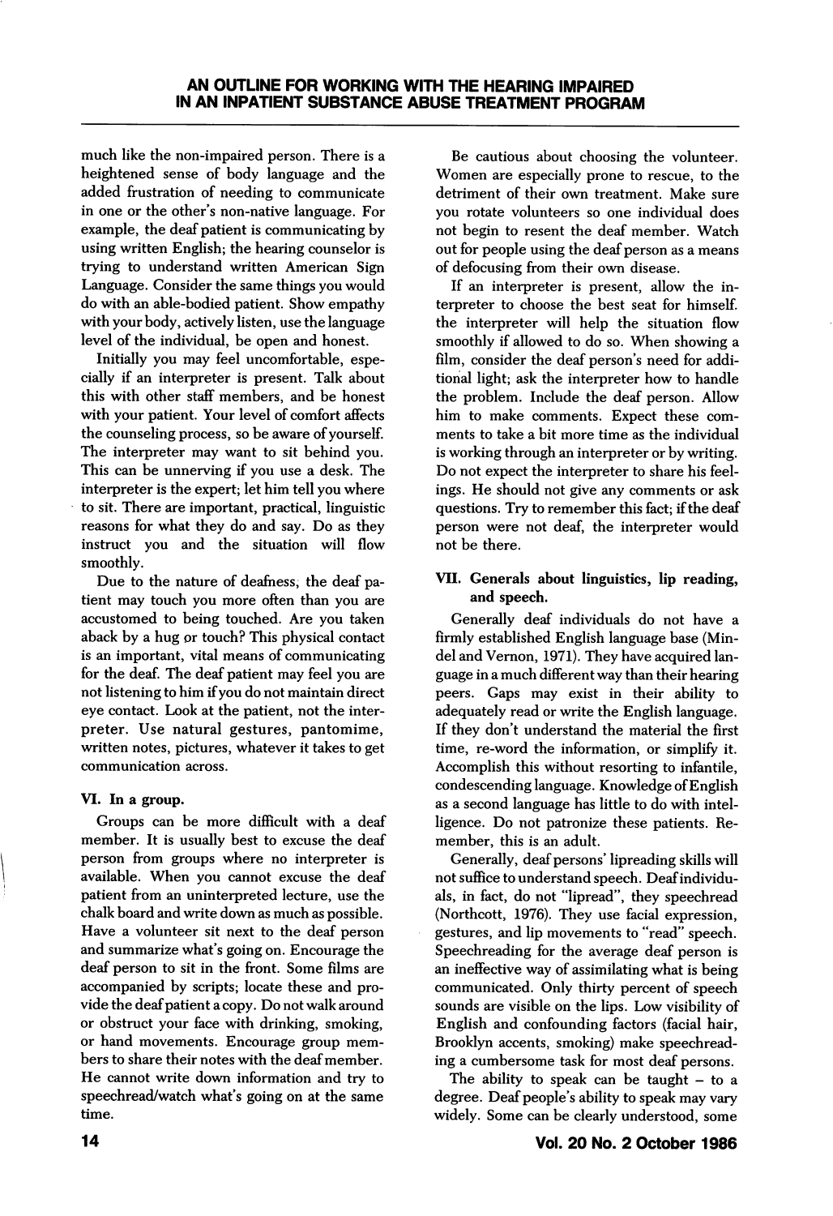much like the non-impaired person. There is a heightened sense of body language and the added frustration of needing to communicate in one or the other's non-native language. For example, the deaf patient is communicating by using written English; the hearing counselor is trying to understand written American Sign Language. Consider the same things you would do with an able-bodied patient. Show empathy with your body, actively listen, use the language level of the individual, be open and honest.

Initially you may feel uncomfortable, especially if an interpreter is present. Talk about this with other staff members, and be honest with your patient. Your level of comfort affects the counseling process, so be aware of yourself. The interpreter may want to sit behind you. This can be unnerving if you use a desk. The interpreter is the expert; let him tell you where to sit. There are important, practical, linguistic reasons for what they do and say. Do as they instruct you and the situation will flow smoothly.

Due to the nature of deafness, the deaf patient may touch you more often than you are accustomed to being touched. Are you taken aback by a hug or touch? This physical contact is an important, vital means of communicating for the deaf. The deaf patient may feel you are not listening to him if you do not maintain direct eye contact. Look at the patient, not the interpreter. Use natural gestures, pantomime, written notes, pictures, whatever it takes to get communication across.

## VI. In a group.

Groups can be more difficult with a deaf member. It is usually best to excuse the deaf person from groups where no interpreter is available. When you cannot excuse the deaf patient from an uninterpreted lecture, use the chalk board and write down as much as possible. Have a volunteer sit next to the deaf person and summarize what's going on. Encourage the deaf person to sit in the front. Some films are accompanied by scripts; locate these and provide the deaf patient a copy. Do not walk around or obstruct your face with drinking, smoking, or hand movements. Encourage group members to share their notes with the deaf member. He cannot write down information and try to speechread/watch what's going on at the same time.

Be cautious about choosing the volunteer. Women are especially prone to rescue, to the detriment of their own treatment. Make sure you rotate volunteers so one individual does not begin to resent the deaf member. Watch out for people using the deaf person as a means of defocusing from their own disease.

If an interpreter is present, allow the interpreter to choose the best seat for himself. the interpreter will help the situation flow smoothly if allowed to do so. When showing a film, consider the deaf person's need for additional light; ask the interpreter how to handle the problem. Include the deaf person. Allow him to make comments. Expect these comments to take a bit more time as the individual is working through an interpreter or by writing. Do not expect the interpreter to share his feelings. He should not give any comments or ask questions. Try to remember this fact; if the deaf person were not deaf, the interpreter would not be there.

## VII. Generals about linguistics, lip reading, and speech.

Generally deaf individuals do not have a firmly established English language base (Mindel and Vernon, 1971). They have acquired language in a much different way than their hearing peers. Gaps may exist in their ability to adequately read or write the English language. If they don't understand the material the first time, re-word the information, or simplify it. Accomplish this without resorting to infantile, condescending language. Knowledge of English as a second language has little to do with intelligence. Do not patronize these patients. Remember, this is an adult.

Generally, deaf persons' lipreading skills will not suffice to understand speech. Deaf individuals, in fact, do not "lipread", they speechread (Northcott, 1976). They use facial expression, gestures, and lip movements to "read" speech. Speechreading for the average deaf person is an ineffective way of assimilating what is being communicated. Only thirty percent of speech sounds are visible on the lips. Low visibility of English and confounding factors (facial hair, Brooklyn accents, smoking) make speechreading a cumbersome task for most deaf persons.

The ability to speak can be taught – to a degree. Deaf people's ability to speak may vary widely. Some can be clearly understood, some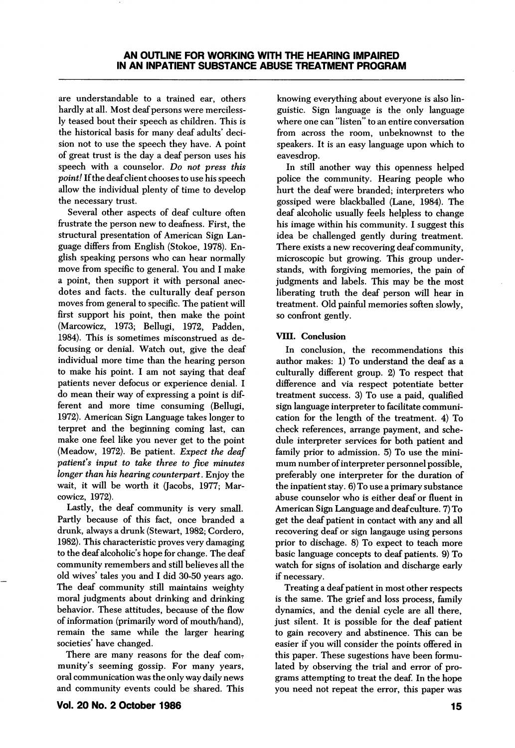are understandable to a trained ear, others hardly at all. Most deaf persons were mercilessly teased bout their speech as children. This is the historical basis for many deaf adults' decision not to use the speech they have. A point of great trust is the day a deaf person uses his speech with a counselor. *Do not press this point!* If the deaf client chooses to use his speech allow the individual plenty of time to develop the necessary trust.

Several other aspects of deaf culture often frustrate the person new to deafness. First, the structural presentation of American Sign Language differs from English (Stokoe, 1978). English speaking persons who can hear normally move from specific to general. You and I make a point, then support it with personal anecdotes and facts. the culturally deaf person moves from general to specific. The patient will first support his point, then make the point (Marcowicz, 1973; Bellugi, 1972, Padden, 1984). This is sometimes misconstrued as defocusing or denial. Watch out, give the deaf individual more time than the hearing person to make his point. I am not saying that deaf patients never defocus or experience denial. I do mean their way of expressing a point is different and more time consuming (Bellugi, 1972). American Sign Language takes longer to terpret and the beginning coming last, can make one feel like you never get to the point (Meadow, 1972). Be patient. *Expect the deaf patient's input to take three to five minutes longer than his hearing counterpart*. Enjoy the wait, it will be worth it (Jacobs, 1977; Marcowicz, 1972).

Lastly, the deaf community is very small. Partly because of this fact, once branded a drunk, always a drunk (Stewart, 1982; Cordero, 1982). This characteristic proves very damaging to the deaf alcoholic's hope for change. The deaf community remembers and still believes all the old wives' tales you and I did 30-50 years ago. The deaf community still maintains weighty moral judgments about drinking and drinking behavior. These attitudes, because of the flow of information (primarily word of mouth/hand), remain the same while the larger hearing societies' have changed.

There are many reasons for the deaf community's seeming gossip. For many years, oral communication was the only way daily news and community events could be shared. This knowing everything about everyone is also linguistic. Sign language is the only language where one can "listen" to an entire conversation from across the room, unbeknownst to the speakers. It is an easy language upon which to eavesdrop.

In still another way this openness helped police the community. Hearing people who hurt the deaf were branded; interpreters who gossiped were blackballed (Lane, 1984). The deaf alcoholic usually feels helpless to change his image within his community. I suggest this idea be challenged gently during treatment. There exists a new recovering deaf community, microscopic but growing. This group understands, with forgiving memories, the pain of judgments and labels. This may be the most liberating truth the deaf person will hear in treatment. Old painful memories soften slowly, so confront gently.

### VIII. Conclusion

In conclusion, the recommendations this author makes: 1) To understand the deaf as a culturally different group. 2) To respect that difference and via respect potentiate better treatment success. 3) To use a paid, qualified sign language interpreter to facilitate communication for the length of the treatment. 4) To check references, arrange payment, and schedule interpreter services for both patient and family prior to admission. 5) To use the minimum number of interpreter personnel possible, preferably one interpreter for the duration of the inpatient stay. 6) To use a primary substance abuse counselor who is either deaf or fluent in American Sign Language and deaf culture. 7) To get the deaf patient in contact with any and all recovering deaf or sign langauge using persons prior to dischage. 8) To expect to teach more basic language concepts to deaf patients. 9) To watch for signs of isolation and discharge early if necessary.

Treating a deaf patient in most other respects is the same. The grief and loss process, family dynamics, and the denial cycle are all there, just silent. It is possible for the deaf patient to gain recovery and abstinence. This can be easier if you will consider the points offered in this paper. These sugestions have been formulated by observing the trial and error of programs attempting to treat the deaf. In the hope you need not repeat the error, this paper was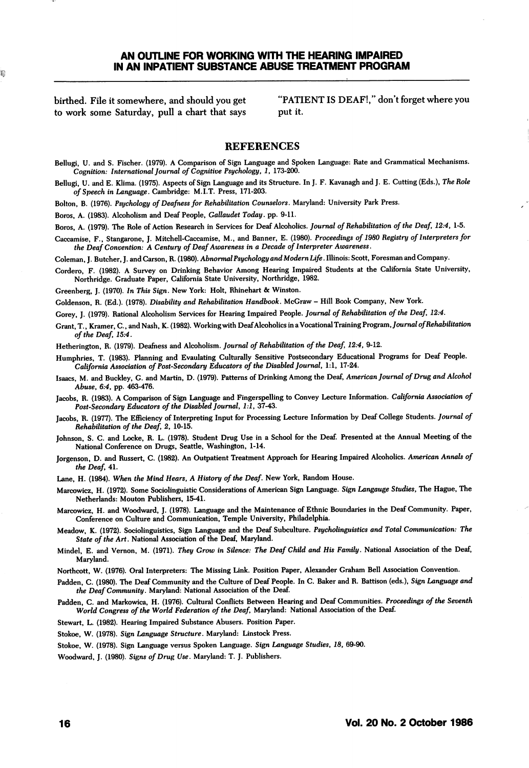birthed. File it somewhere, and should you get to work some Saturday, pull a chart that says "PATIENT IS DEAF!," don't forget where you put it.

## REFERENCES

Bellugi, U. and S. Fischer. (1979). A Comparison of Sign Language and Spoken Language: Rate and Grammatical Mechanisms. *Cognition: International Journal of Cognitive Psychology, 1,* 173-200.

Bellugi, U. and E. Klima. (1975). Aspects of Sign Language and its Structure. In J. F. Kavanagh and J. E. Cutting (Eds.), *The Role of Speech in Language*. Cambridge: M.I.T. Press, 171-203.

Bolton, B. (1976). *Psychology of Deafness for Rehabilitation Counselors*. Maryland: University Park Press.

Boros, A. (1983). Alcoholism and Deaf People, *Gallaudet Today*. pp. 9-11.

Boros, A. (1979). The Role of Action Research in Services for Deaf Alcoholics. *Journal of Rehabilitation of the Deaf, 12:4,* 1-5.

Caccamise, F., Stangarone, J. Mitchell-Caccamise, M., and Banner, E. (1980). *Proceedings of 1980 Registry of Interpreters for the Deaf Convention: A Century of Deaf Awareness in a Decade of Interpreter Awareness*.

Coleman, J. Butcher, J. and Carson, R. (1980). *Abnormal Psychology and Modern Life*. Illinois: Scott, Foresman and Company.

Cordero, F. (1982). A Survey on Drinking Behavior Among Hearing Impaired Students at the California State University, Northridge. Graduate Paper, California State University, Northridge, 1982.

Greenberg, J. (1970). *In This Sign*. New York: Holt, Rhinehart & Winston.

Goldenson, R. (Ed.). (1978). *Disability and Rehabilitation Handbook*. McGraw – Hill Book Company, New York.

Gorey, J. (1979). Rational Alcoholism Services for Hearing Impaired People. *Journal of Rehabilitation of the Deaf, 12:4*.

Grant, T., Kramer, C., and Nash, K. (1982). Working with Deaf Alcoholics in a Vocational Training Program, *Journal of Rehabilitation of the Deaf, 15:4*.

Hetherington, R. (1979). Deafness and Alcoholism. *Journal of Rehabilitation of the Deaf, 12:4,* 9-12.

Humphries, T. (1983). Planning and Evaulating Culturally Sensitive Postsecondary Educational Programs for Deaf People. *California Association of Post-Secondary Educators of the Disabled Journal,* 1:1, 17-24.

Isaacs, M. and Buckley, G. and Martin, D. (1979). Patterns of Drinking Among the Deaf, *American Journal of Drug and Alcohol Abuse, 6:4,* pp. 463-476.

Jacobs, R. (1983). A Comparison of Sign Language and Fingerspelling to Convey Lecture Information. *California Association of Post-Secondary Educators of the Disabled Journal, 1:1,* 37-43.

Jacobs, R. (1977). The Efficiency of Interpreting Input for Processing Lecture Information by Deaf College Students. *Journal of Rehabilitation of the Deaf, 2,* 10-15.

Johnson, S. C. and Locke, R. L. (1978). Student Drug Use in a School for the Deaf. Presented at the Annual Meeting of the National Conference on Drugs, Seattle, Washington, 1-14.

Jorgenson, D. and Russert, C. (1982). An Outpatient Treatment Approach for Hearing Impaired Alcoholics. *American Annals of the Deaf,* 41.

Lane, H. (1984). *When the Mind Hears, A History of the Deaf*. New York, Random House.

Marcowicz, H. (1972). Some Sociolinguistic Considerations of American Sign Language. *Sign Langauge Studies,* The Hague, The Netherlands: Mouton Publishers, 15-41.

Marcowicz, H. and Woodward, J. (1978). Language and the Maintenance of Ethnic Boundaries in the Deaf Community. Paper, Conference on Culture and Communication, Temple University, Philadelphia.

Meadow, K. (1972). Sociolinguistics, Sign Language and the Deaf Subculture. *Psycholinguistics and Total Communication: The State of the Art*. National Association of the Deaf, Maryland.

Mindel, E. and Vernon, M. (1971). *They Grow in Silence: The Deaf Child and His Family*. National Association of the Deaf, Maryland.

Northcott, W. (1976). Oral Interpreters: The Missing Link. Position Paper, Alexander Graham Bell Association Convention.

Padden, C. (1980). The Deaf Community and the Culture of Deaf People. In C. Baker and R. Battison (eds.), *Sign Language and the Deaf Community*. Maryland: National Association of the Deaf.

Padden, C. and Markowica, H. (1976). Cultural Conflicts Between Hearing and Deaf Communities. *Proceedings of the Seventh World Congress of the World Federation of the Deaf,* Maryland: National Association of the Deaf.

Stewart, L. (1982). Hearing Impaired Substance Abusers. Position Paper.

Stokoe, W. (1978). *Sign Language Structure*. Maryland: Linstock Press.

Stokoe, W. (1978). Sign Language versus Spoken Language. *Sign Language Studies, 18,* 69-90.

Woodward, J. (1980). *Signs of Drug Use*. Maryland: T. J. Publishers.